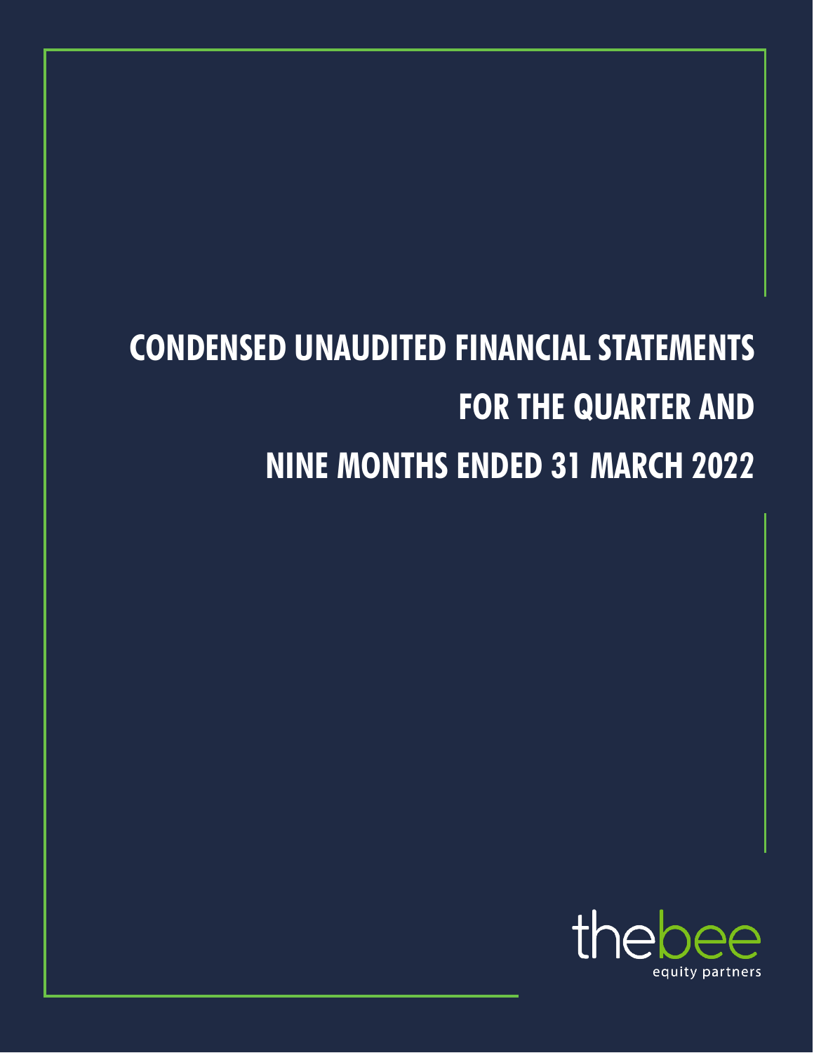# CONDENSED UNAUDITED FINANCIAL STATEMENTS FOR THE QUARTER AND NINE MONTHS ENDED 31 MARCH 2022

thebee

equity partners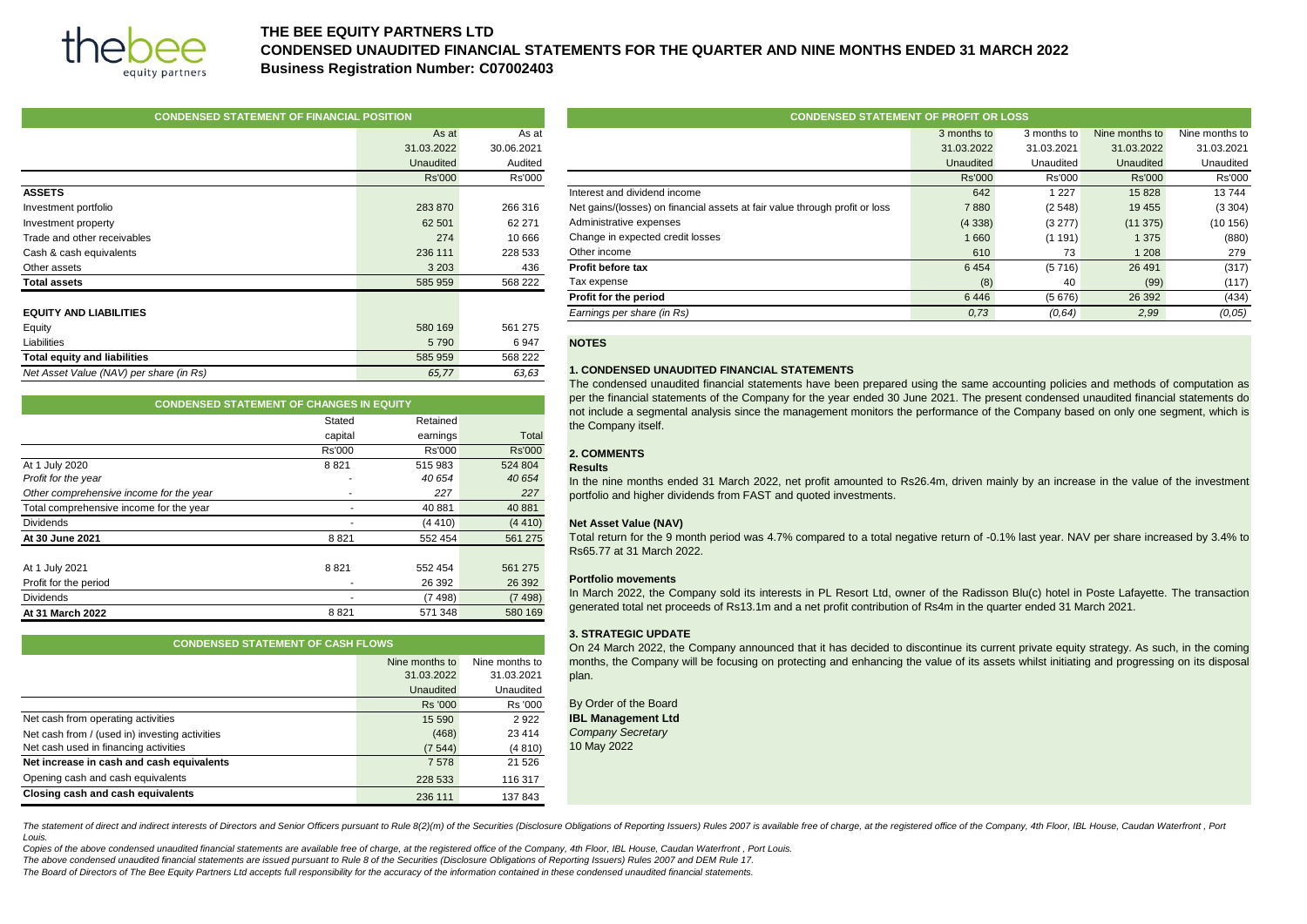# THE BEE EQUITY PARTNERS LTD

## CONDENSED UNAUDITED FINANCIAL STATEMENTS FOR THE QUARTER AND NINE MONTHS ENDED 31 MARCH 2022

**Business Registration Number: C07002403**

### CONDENSED STATEMENT OF FINANCIAL POSITION

| | As at | As at |
|---|---|---|
| | 31.03.2022 | 30.06.2021 |
| | Unaudited | Audited |
| | Rs'000 | Rs'000 |
| **ASSETS** | | |
| Investment portfolio | 283 870 | 266 316 |
| Investment property | 62 501 | 62 271 |
| Trade and other receivables | 274 | 10 666 |
| Cash & cash equivalents | 236 111 | 228 533 |
| Other assets | 3 203 | 436 |
| **Total assets** | 585 959 | 568 222 |
| **EQUITY AND LIABILITIES** | | |
| Equity | 580 169 | 561 275 |
| Liabilities | 5 790 | 6 947 |
| **Total equity and liabilities** | 585 959 | 568 222 |
| *Net Asset Value (NAV) per share (in Rs)* | *65,77* | *63,63* |

### CONDENSED STATEMENT OF CHANGES IN EQUITY

| | Stated capital | Retained earnings | Total |
|---|---|---|---|
| | Rs'000 | Rs'000 | Rs'000 |
| At 1 July 2020 | 8 821 | 515 983 | 524 804 |
| *Profit for the year* | - | *40 654* | *40 654* |
| *Other comprehensive income for the year* | - | *227* | *227* |
| Total comprehensive income for the year | - | 40 881 | 40 881 |
| Dividends | - | (4 410) | (4 410) |
| **At 30 June 2021** | 8 821 | 552 454 | 561 275 |
| | | | |
| At 1 July 2021 | 8 821 | 552 454 | 561 275 |
| Profit for the period | - | 26 392 | 26 392 |
| Dividends | - | (7 498) | (7 498) |
| **At 31 March 2022** | 8 821 | 571 348 | 580 169 |

### CONDENSED STATEMENT OF CASH FLOWS

| | Nine months to | Nine months to |
|---|---|---|
| | 31.03.2022 | 31.03.2021 |
| | Unaudited | Unaudited |
| | Rs '000 | Rs '000 |
| Net cash from operating activities | 15 590 | 2 922 |
| Net cash from / (used in) investing activities | (468) | 23 414 |
| Net cash used in financing activities | (7 544) | (4 810) |
| **Net increase in cash and cash equivalents** | 7 578 | 21 526 |
| Opening cash and cash equivalents | 228 533 | 116 317 |
| **Closing cash and cash equivalents** | 236 111 | 137 843 |

### CONDENSED STATEMENT OF PROFIT OR LOSS

| | 3 months to | 3 months to | Nine months to | Nine months to |
|---|---|---|---|---|
| | 31.03.2022 | 31.03.2021 | 31.03.2022 | 31.03.2021 |
| | Unaudited | Unaudited | Unaudited | Unaudited |
| | Rs'000 | Rs'000 | Rs'000 | Rs'000 |
| Interest and dividend income | 642 | 1 227 | 15 828 | 13 744 |
| Net gains/(losses) on financial assets at fair value through profit or loss | 7 880 | (2 548) | 19 455 | (3 304) |
| Administrative expenses | (4 338) | (3 277) | (11 375) | (10 156) |
| Change in expected credit losses | 1 660 | (1 191) | 1 375 | (880) |
| Other income | 610 | 73 | 1 208 | 279 |
| **Profit before tax** | 6 454 | (5 716) | 26 491 | (317) |
| Tax expense | (8) | 40 | (99) | (117) |
| **Profit for the period** | 6 446 | (5 676) | 26 392 | (434) |
| *Earnings per share (in Rs)* | *0,73* | *(0,64)* | *2,99* | *(0,05)* |

### NOTES

**1. CONDENSED UNAUDITED FINANCIAL STATEMENTS**

The condensed unaudited financial statements have been prepared using the same accounting policies and methods of computation as per the financial statements of the Company for the year ended 30 June 2021. The present condensed unaudited financial statements do not include a segmental analysis since the management monitors the performance of the Company based on only one segment, which is the Company itself.

**2. COMMENTS**

**Results**

In the nine months ended 31 March 2022, net profit amounted to Rs26.4m, driven mainly by an increase in the value of the investment portfolio and higher dividends from FAST and quoted investments.

**Net Asset Value (NAV)**

Total return for the 9 month period was 4.7% compared to a total negative return of -0.1% last year. NAV per share increased by 3.4% to Rs65.77 at 31 March 2022.

**Portfolio movements**

In March 2022, the Company sold its interests in PL Resort Ltd, owner of the Radisson Blu(c) hotel in Poste Lafayette. The transaction generated total net proceeds of Rs13.1m and a net profit contribution of Rs4m in the quarter ended 31 March 2021.

**3. STRATEGIC UPDATE**

On 24 March 2022, the Company announced that it has decided to discontinue its current private equity strategy. As such, in the coming months, the Company will be focusing on protecting and enhancing the value of its assets whilst initiating and progressing on its disposal plan.

By Order of the Board
**IBL Management Ltd**
*Company Secretary*
10 May 2022

*The statement of direct and indirect interests of Directors and Senior Officers pursuant to Rule 8(2)(m) of the Securities (Disclosure Obligations of Reporting Issuers) Rules 2007 is available free of charge, at the registered office of the Company, 4th Floor, IBL House, Caudan Waterfront , Port Louis.*

*Copies of the above condensed unaudited financial statements are available free of charge, at the registered office of the Company, 4th Floor, IBL House, Caudan Waterfront , Port Louis.*

*The above condensed unaudited financial statements are issued pursuant to Rule 8 of the Securities (Disclosure Obligations of Reporting Issuers) Rules 2007 and DEM Rule 17.*

*The Board of Directors of The Bee Equity Partners Ltd accepts full responsibility for the accuracy of the information contained in these condensed unaudited financial statements.*